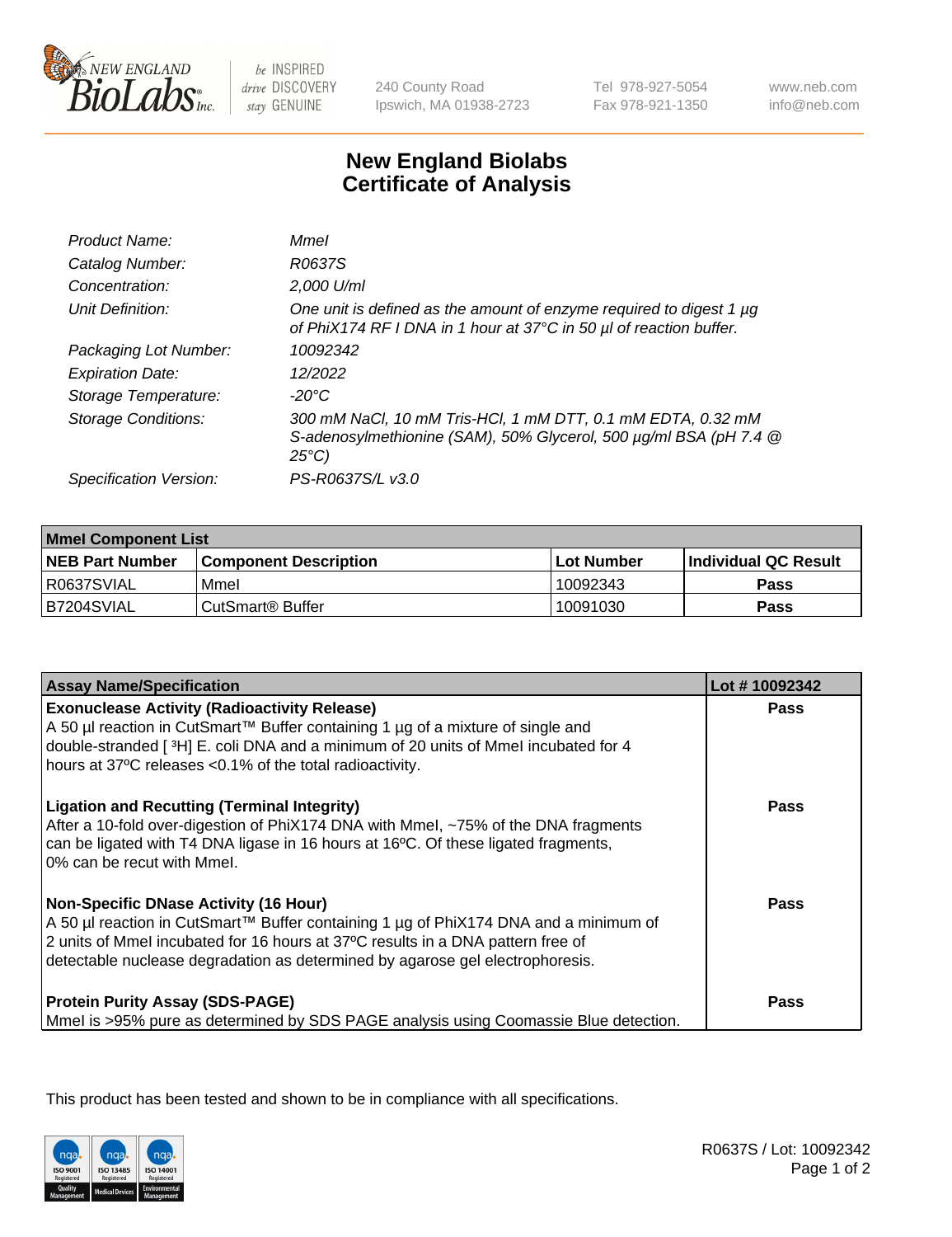New England BioLabs Inc.

be INSPIRED drive DISCOVERY stay GENUINE

240 County Road
Ipswich, MA 01938-2723

Tel 978-927-5054
Fax 978-921-1350

www.neb.com
info@neb.com

# New England Biolabs Certificate of Analysis

| | |
|---|---|
| *Product Name:* | *MmeI* |
| *Catalog Number:* | *R0637S* |
| *Concentration:* | *2,000 U/ml* |
| *Unit Definition:* | *One unit is defined as the amount of enzyme required to digest 1 µg of PhiX174 RF I DNA in 1 hour at 37°C in 50 µl of reaction buffer.* |
| *Packaging Lot Number:* | *10092342* |
| *Expiration Date:* | *12/2022* |
| *Storage Temperature:* | *-20°C* |
| *Storage Conditions:* | *300 mM NaCl, 10 mM Tris-HCl, 1 mM DTT, 0.1 mM EDTA, 0.32 mM S-adenosylmethionine (SAM), 50% Glycerol, 500 µg/ml BSA (pH 7.4 @ 25°C)* |
| *Specification Version:* | *PS-R0637S/L v3.0* |

| MmeI Component List | | | |
|---|---|---|---|
| **NEB Part Number** | **Component Description** | **Lot Number** | **Individual QC Result** |
| R0637SVIAL | MmeI | 10092343 | Pass |
| B7204SVIAL | CutSmart® Buffer | 10091030 | Pass |

| Assay Name/Specification | Lot # 10092342 |
|---|---|
| **Exonuclease Activity (Radioactivity Release)** A 50 µl reaction in CutSmart™ Buffer containing 1 µg of a mixture of single and double-stranded [ $^3$H] E. coli DNA and a minimum of 20 units of MmeI incubated for 4 hours at 37ºC releases <0.1% of the total radioactivity. | Pass |
| **Ligation and Recutting (Terminal Integrity)** After a 10-fold over-digestion of PhiX174 DNA with MmeI, ~75% of the DNA fragments can be ligated with T4 DNA ligase in 16 hours at 16ºC. Of these ligated fragments, 0% can be recut with MmeI. | Pass |
| **Non-Specific DNase Activity (16 Hour)** A 50 µl reaction in CutSmart™ Buffer containing 1 µg of PhiX174 DNA and a minimum of 2 units of MmeI incubated for 16 hours at 37ºC results in a DNA pattern free of detectable nuclease degradation as determined by agarose gel electrophoresis. | Pass |
| **Protein Purity Assay (SDS-PAGE)** MmeI is >95% pure as determined by SDS PAGE analysis using Coomassie Blue detection. | Pass |

This product has been tested and shown to be in compliance with all specifications.

ISO 9001 Registered Quality Management | ISO 13485 Registered Medical Devices | ISO 14001 Registered Environmental Management

R0637S / Lot: 10092342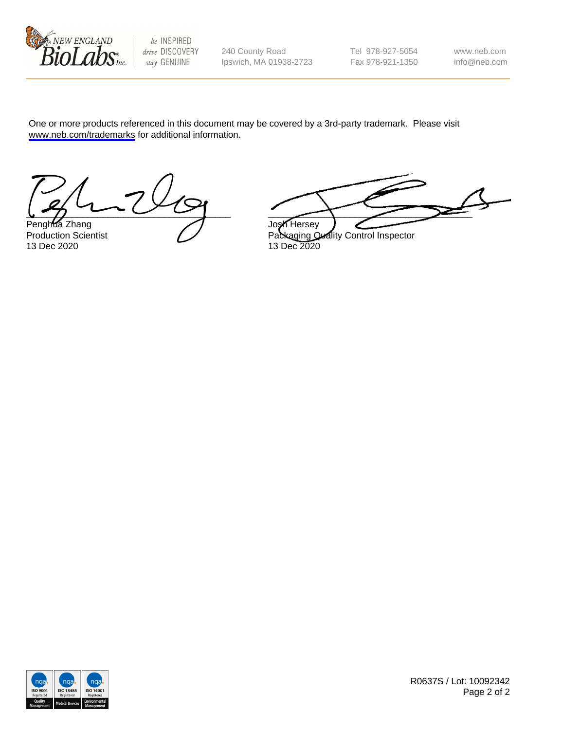One or more products referenced in this document may be covered by a 3rd-party trademark. Please visit www.neb.com/trademarks for additional information.

Penghua Zhang
Production Scientist
13 Dec 2020

Josh Hersey
Packaging Quality Control Inspector
13 Dec 2020

R0637S / Lot: 10092342